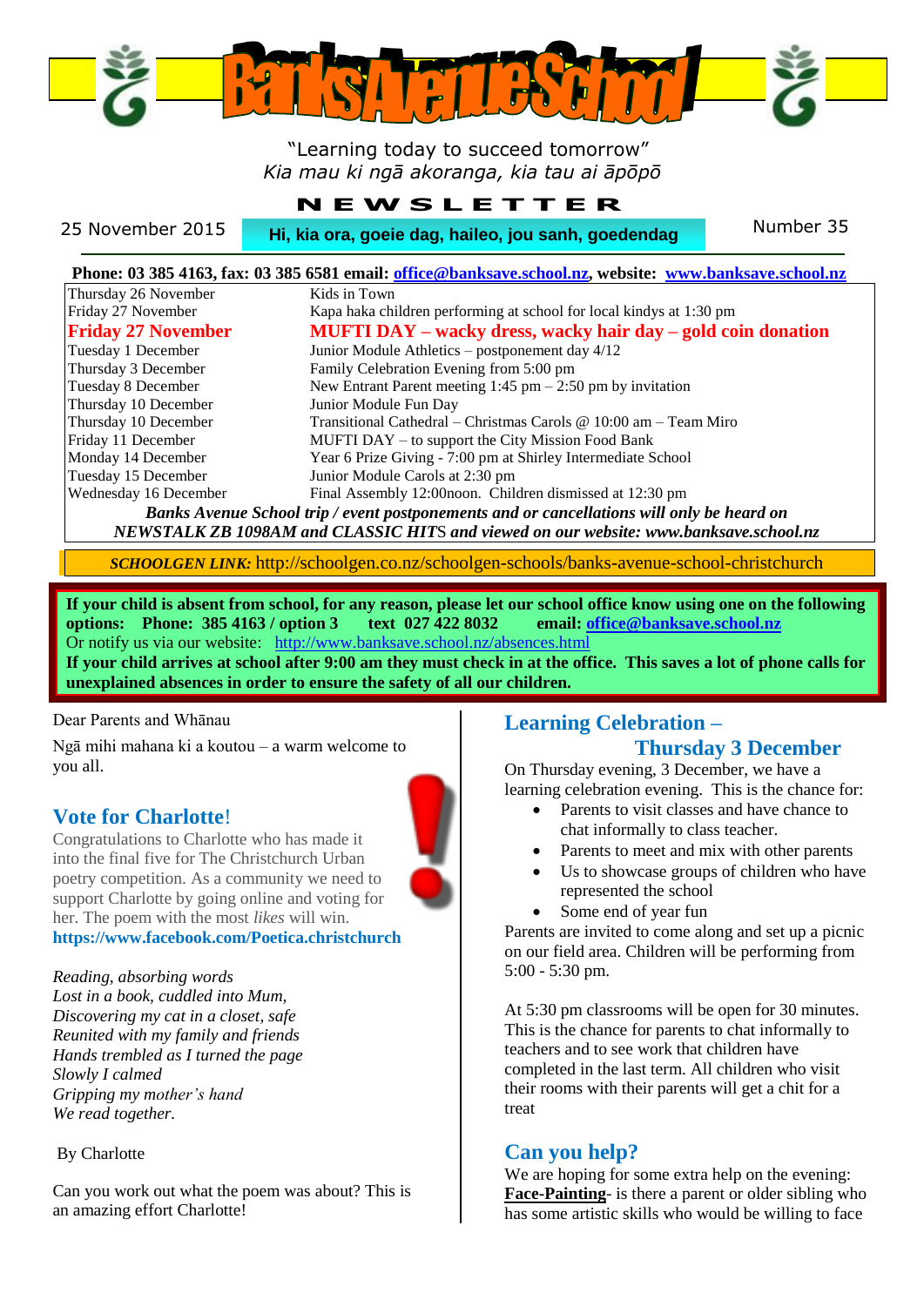# Banks Avenue School

"Learning today to succeed tomorrow"
*Kia mau ki ngā akoranga, kia tau ai āpōpō*

## N E W S L E T T E R

25 November 2015 — **Hi, kia ora, goeie dag, haileo, jou sanh, goedendag** — Number 35

**Phone: 03 385 4163, fax: 03 385 6581 email: office@banksave.school.nz, website: www.banksave.school.nz**

| Date | Event |
|---|---|
| Thursday 26 November | Kids in Town |
| Friday 27 November | Kapa haka children performing at school for local kindys at 1:30 pm |
| **Friday 27 November** | **MUFTI DAY – wacky dress, wacky hair day – gold coin donation** |
| Tuesday 1 December | Junior Module Athletics – postponement day 4/12 |
| Thursday 3 December | Family Celebration Evening from 5:00 pm |
| Tuesday 8 December | New Entrant Parent meeting 1:45 pm – 2:50 pm by invitation |
| Thursday 10 December | Junior Module Fun Day |
| Thursday 10 December | Transitional Cathedral – Christmas Carols @ 10:00 am – Team Miro |
| Friday 11 December | MUFTI DAY – to support the City Mission Food Bank |
| Monday 14 December | Year 6 Prize Giving - 7:00 pm at Shirley Intermediate School |
| Tuesday 15 December | Junior Module Carols at 2:30 pm |
| Wednesday 16 December | Final Assembly 12:00noon. Children dismissed at 12:30 pm |

***Banks Avenue School trip / event postponements and or cancellations will only be heard on NEWSTALK ZB 1098AM and CLASSIC HITS and viewed on our website: www.banksave.school.nz***

***SCHOOLGEN LINK:*** http://schoolgen.co.nz/schoolgen-schools/banks-avenue-school-christchurch

**If your child is absent from school, for any reason, please let our school office know using one on the following options: Phone: 385 4163 / option 3 text 027 422 8032 email: office@banksave.school.nz**
Or notify us via our website: http://www.banksave.school.nz/absences.html
**If your child arrives at school after 9:00 am they must check in at the office. This saves a lot of phone calls for unexplained absences in order to ensure the safety of all our children.**

Dear Parents and Whānau

Ngā mihi mahana ki a koutou – a warm welcome to you all.

## Vote for Charlotte!

Congratulations to Charlotte who has made it into the final five for The Christchurch Urban poetry competition. As a community we need to support Charlotte by going online and voting for her. The poem with the most *likes* will win.
**https://www.facebook.com/Poetica.christchurch**

*Reading, absorbing words*
*Lost in a book, cuddled into Mum,*
*Discovering my cat in a closet, safe*
*Reunited with my family and friends*
*Hands trembled as I turned the page*
*Slowly I calmed*
*Gripping my mother's hand*
*We read together.*

By Charlotte

Can you work out what the poem was about? This is an amazing effort Charlotte!

## Learning Celebration – Thursday 3 December

On Thursday evening, 3 December, we have a learning celebration evening. This is the chance for:

- Parents to visit classes and have chance to chat informally to class teacher.
- Parents to meet and mix with other parents
- Us to showcase groups of children who have represented the school
- Some end of year fun

Parents are invited to come along and set up a picnic on our field area. Children will be performing from 5:00 - 5:30 pm.

At 5:30 pm classrooms will be open for 30 minutes. This is the chance for parents to chat informally to teachers and to see work that children have completed in the last term. All children who visit their rooms with their parents will get a chit for a treat

## Can you help?

We are hoping for some extra help on the evening:
**Face-Painting**- is there a parent or older sibling who has some artistic skills who would be willing to face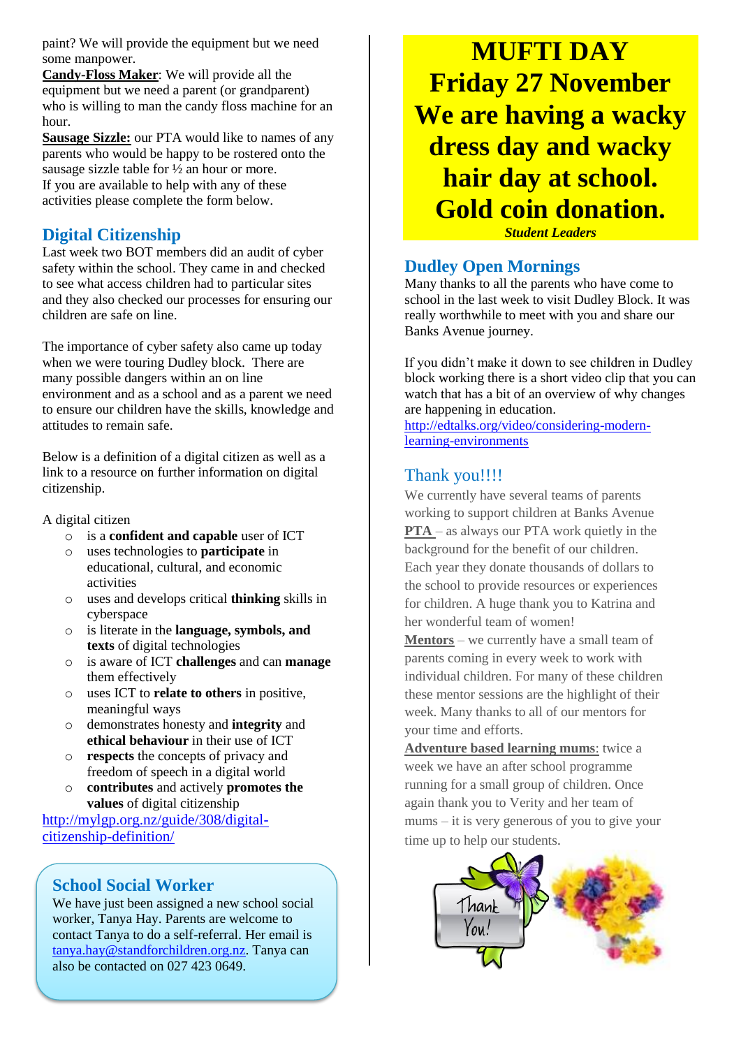paint? We will provide the equipment but we need some manpower.

**Candy-Floss Maker**: We will provide all the equipment but we need a parent (or grandparent) who is willing to man the candy floss machine for an hour.

**Sausage Sizzle:** our PTA would like to names of any parents who would be happy to be rostered onto the sausage sizzle table for ½ an hour or more.

If you are available to help with any of these activities please complete the form below.

## Digital Citizenship

Last week two BOT members did an audit of cyber safety within the school. They came in and checked to see what access children had to particular sites and they also checked our processes for ensuring our children are safe on line.

The importance of cyber safety also came up today when we were touring Dudley block. There are many possible dangers within an on line environment and as a school and as a parent we need to ensure our children have the skills, knowledge and attitudes to remain safe.

Below is a definition of a digital citizen as well as a link to a resource on further information on digital citizenship.

A digital citizen

- is a **confident and capable** user of ICT
- uses technologies to **participate** in educational, cultural, and economic activities
- uses and develops critical **thinking** skills in cyberspace
- is literate in the **language, symbols, and texts** of digital technologies
- is aware of ICT **challenges** and can **manage** them effectively
- uses ICT to **relate to others** in positive, meaningful ways
- demonstrates honesty and **integrity** and **ethical behaviour** in their use of ICT
- **respects** the concepts of privacy and freedom of speech in a digital world
- **contributes** and actively **promotes the values** of digital citizenship

http://mylgp.org.nz/guide/308/digital-citizenship-definition/

## School Social Worker

We have just been assigned a new school social worker, Tanya Hay. Parents are welcome to contact Tanya to do a self-referral. Her email is tanya.hay@standforchildren.org.nz. Tanya can also be contacted on 027 423 0649.

# MUFTI DAY
# Friday 27 November
# We are having a wacky dress day and wacky hair day at school.
# Gold coin donation.

***Student Leaders***

## Dudley Open Mornings

Many thanks to all the parents who have come to school in the last week to visit Dudley Block. It was really worthwhile to meet with you and share our Banks Avenue journey.

If you didn't make it down to see children in Dudley block working there is a short video clip that you can watch that has a bit of an overview of why changes are happening in education.
http://edtalks.org/video/considering-modern-learning-environments

## Thank you!!!!

We currently have several teams of parents working to support children at Banks Avenue

**PTA** – as always our PTA work quietly in the background for the benefit of our children. Each year they donate thousands of dollars to the school to provide resources or experiences for children. A huge thank you to Katrina and her wonderful team of women!

**Mentors** – we currently have a small team of parents coming in every week to work with individual children. For many of these children these mentor sessions are the highlight of their week. Many thanks to all of our mentors for your time and efforts.

**Adventure based learning mums**: twice a week we have an after school programme running for a small group of children. Once again thank you to Verity and her team of mums – it is very generous of you to give your time up to help our students.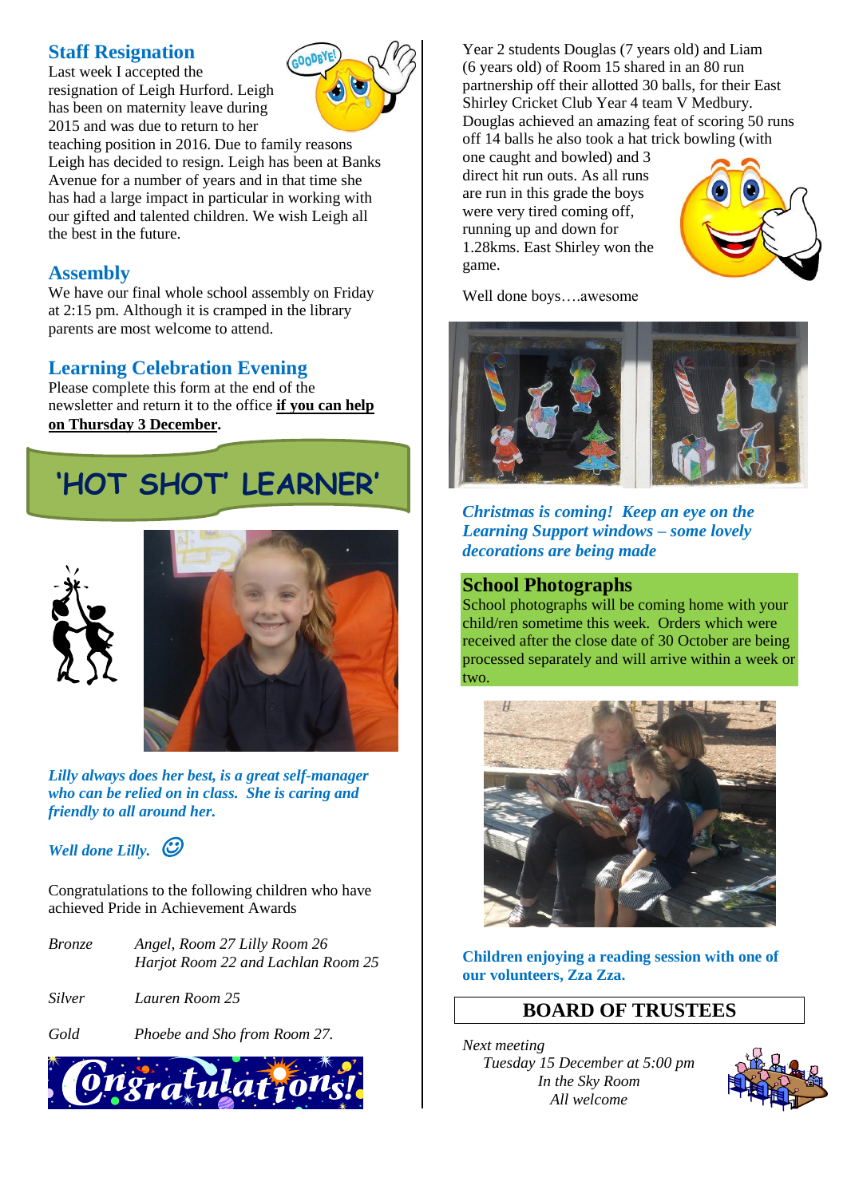## Staff Resignation

Last week I accepted the resignation of Leigh Hurford. Leigh has been on maternity leave during 2015 and was due to return to her teaching position in 2016. Due to family reasons Leigh has decided to resign. Leigh has been at Banks Avenue for a number of years and in that time she has had a large impact in particular in working with our gifted and talented children. We wish Leigh all the best in the future.

## Assembly

We have our final whole school assembly on Friday at 2:15 pm. Although it is cramped in the library parents are most welcome to attend.

## Learning Celebration Evening

Please complete this form at the end of the newsletter and return it to the office **if you can help on Thursday 3 December**.

## 'HOT SHOT' LEARNER

***Lilly always does her best, is a great self-manager who can be relied on in class. She is caring and friendly to all around her.***

***Well done Lilly.*** ☺

Congratulations to the following children who have achieved Pride in Achievement Awards

| | |
|---|---|
| *Bronze* | *Angel, Room 27 Lilly Room 26 Harjot Room 22 and Lachlan Room 25* |
| *Silver* | *Lauren Room 25* |
| *Gold* | *Phoebe and Sho from Room 27.* |

Congratulations!

Year 2 students Douglas (7 years old) and Liam (6 years old) of Room 15 shared in an 80 run partnership off their allotted 30 balls, for their East Shirley Cricket Club Year 4 team V Medbury. Douglas achieved an amazing feat of scoring 50 runs off 14 balls he also took a hat trick bowling (with one caught and bowled) and 3 direct hit run outs. As all runs are run in this grade the boys were very tired coming off, running up and down for 1.28kms. East Shirley won the game.

Well done boys….awesome

***Christmas is coming! Keep an eye on the Learning Support windows – some lovely decorations are being made***

## School Photographs

School photographs will be coming home with your child/ren sometime this week. Orders which were received after the close date of 30 October are being processed separately and will arrive within a week or two.

**Children enjoying a reading session with one of our volunteers, Zza Zza.**

## BOARD OF TRUSTEES

*Next meeting*
*Tuesday 15 December at 5:00 pm*
*In the Sky Room*
*All welcome*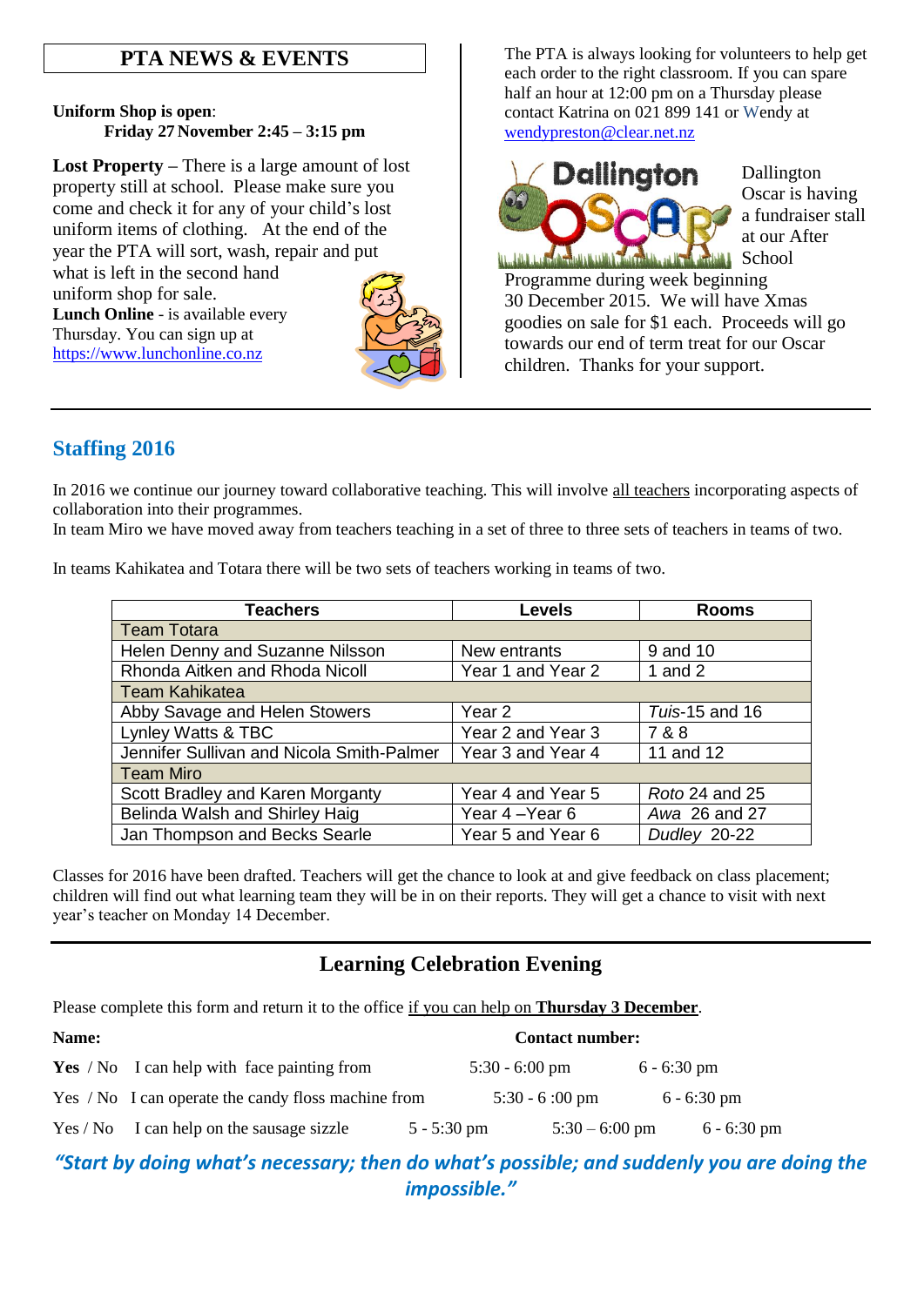## PTA NEWS & EVENTS

**Uniform Shop is open**:
**Friday 27 November 2:45 – 3:15 pm**

**Lost Property** – There is a large amount of lost property still at school. Please make sure you come and check it for any of your child's lost uniform items of clothing. At the end of the year the PTA will sort, wash, repair and put what is left in the second hand uniform shop for sale.

**Lunch Online** - is available every Thursday. You can sign up at https://www.lunchonline.co.nz

The PTA is always looking for volunteers to help get each order to the right classroom. If you can spare half an hour at 12:00 pm on a Thursday please contact Katrina on 021 899 141 or Wendy at wendypreston@clear.net.nz

Dallington Oscar is having a fundraiser stall at our After School Programme during week beginning 30 December 2015. We will have Xmas goodies on sale for $1 each. Proceeds will go towards our end of term treat for our Oscar children. Thanks for your support.

## Staffing 2016

In 2016 we continue our journey toward collaborative teaching. This will involve all teachers incorporating aspects of collaboration into their programmes.
In team Miro we have moved away from teachers teaching in a set of three to three sets of teachers in teams of two.

In teams Kahikatea and Totara there will be two sets of teachers working in teams of two.

| Teachers | Levels | Rooms |
|---|---|---|
| Team Totara | | |
| Helen Denny and Suzanne Nilsson | New entrants | 9 and 10 |
| Rhonda Aitken and Rhoda Nicoll | Year 1 and Year 2 | 1 and 2 |
| Team Kahikatea | | |
| Abby Savage and Helen Stowers | Year 2 | *Tuis*-15 and 16 |
| Lynley Watts & TBC | Year 2 and Year 3 | 7 & 8 |
| Jennifer Sullivan and Nicola Smith-Palmer | Year 3 and Year 4 | 11 and 12 |
| Team Miro | | |
| Scott Bradley and Karen Morganty | Year 4 and Year 5 | *Roto* 24 and 25 |
| Belinda Walsh and Shirley Haig | Year 4 –Year 6 | *Awa* 26 and 27 |
| Jan Thompson and Becks Searle | Year 5 and Year 6 | *Dudley* 20-22 |

Classes for 2016 have been drafted. Teachers will get the chance to look at and give feedback on class placement; children will find out what learning team they will be in on their reports. They will get a chance to visit with next year's teacher on Monday 14 December.

## Learning Celebration Evening

Please complete this form and return it to the office if you can help on **Thursday 3 December**.

**Name:** **Contact number:**

**Yes** / No I can help with face painting from 5:30 - 6:00 pm 6 - 6:30 pm

Yes / No I can operate the candy floss machine from 5:30 - 6 :00 pm 6 - 6:30 pm

Yes / No I can help on the sausage sizzle 5 - 5:30 pm 5:30 – 6:00 pm 6 - 6:30 pm

***"Start by doing what's necessary; then do what's possible; and suddenly you are doing the impossible."***